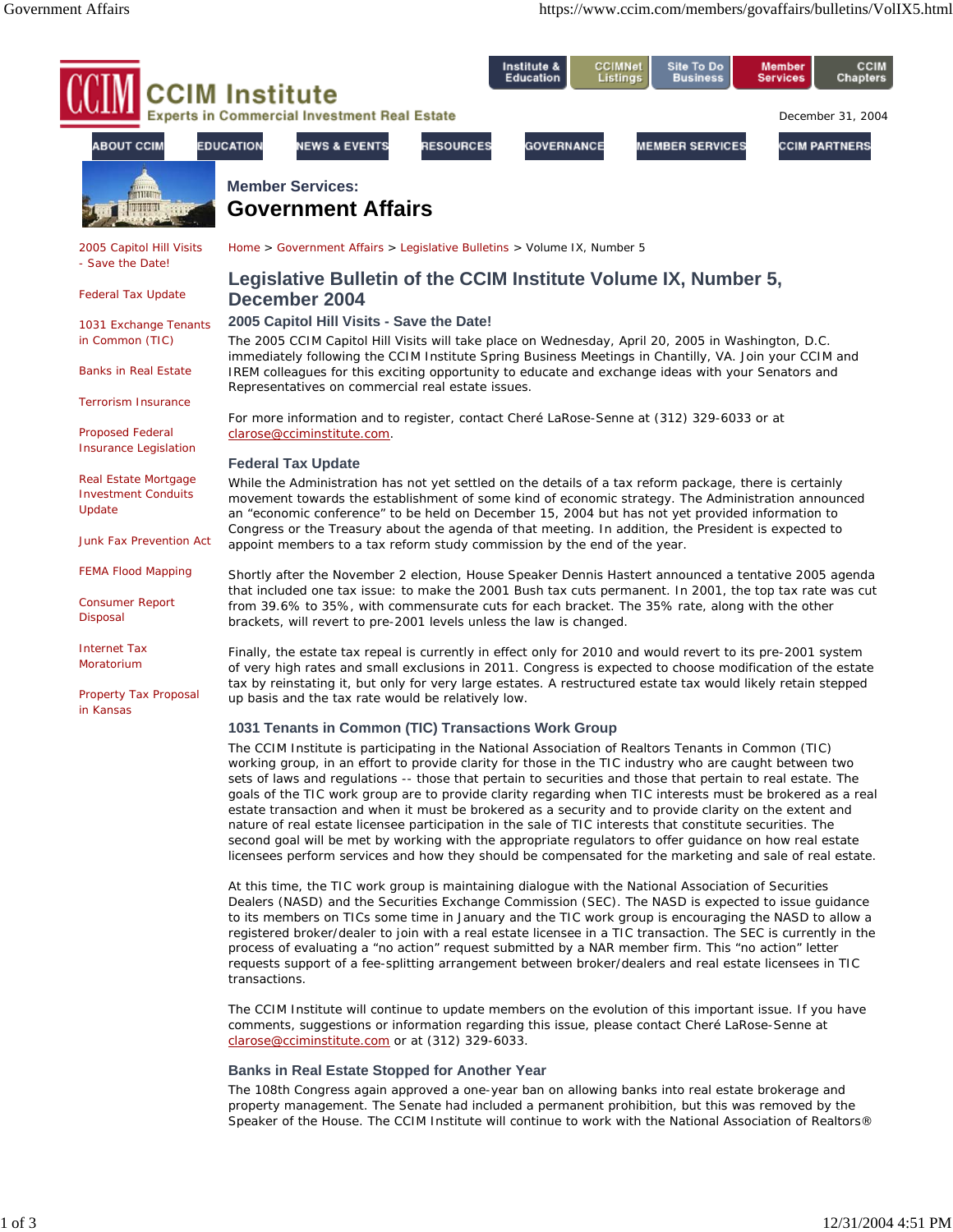CCIM Institute

Experts in Commercial Investment Real Estate

Institute & Education | CCIMNet Listings | Site To Do Business | Member Services | CCIM Chapters

December 31, 2004

ABOUT CCIM | EDUCATION | NEWS & EVENTS | RESOURCES | GOVERNANCE | MEMBER SERVICES | CCIM PARTNERS

## Member Services:
# Government Affairs

- 2005 Capitol Hill Visits - Save the Date!
- Federal Tax Update
- 1031 Exchange Tenants in Common (TIC)
- Banks in Real Estate
- Terrorism Insurance
- Proposed Federal Insurance Legislation
- Real Estate Mortgage Investment Conduits Update
- Junk Fax Prevention Act
- FEMA Flood Mapping
- Consumer Report Disposal
- Internet Tax Moratorium
- Property Tax Proposal in Kansas

Home > Government Affairs > Legislative Bulletins > Volume IX, Number 5

## Legislative Bulletin of the CCIM Institute Volume IX, Number 5, December 2004

### 2005 Capitol Hill Visits - Save the Date!

The 2005 CCIM Capitol Hill Visits will take place on Wednesday, April 20, 2005 in Washington, D.C. immediately following the CCIM Institute Spring Business Meetings in Chantilly, VA. Join your CCIM and IREM colleagues for this exciting opportunity to educate and exchange ideas with your Senators and Representatives on commercial real estate issues.

For more information and to register, contact Cheré LaRose-Senne at (312) 329-6033 or at clarose@cciminstitute.com.

### Federal Tax Update

While the Administration has not yet settled on the details of a tax reform package, there is certainly movement towards the establishment of some kind of economic strategy. The Administration announced an "economic conference" to be held on December 15, 2004 but has not yet provided information to Congress or the Treasury about the agenda of that meeting. In addition, the President is expected to appoint members to a tax reform study commission by the end of the year.

Shortly after the November 2 election, House Speaker Dennis Hastert announced a tentative 2005 agenda that included one tax issue: to make the 2001 Bush tax cuts permanent. In 2001, the top tax rate was cut from 39.6% to 35%, with commensurate cuts for each bracket. The 35% rate, along with the other brackets, will revert to pre-2001 levels unless the law is changed.

Finally, the estate tax repeal is currently in effect only for 2010 and would revert to its pre-2001 system of very high rates and small exclusions in 2011. Congress is expected to choose modification of the estate tax by reinstating it, but only for very large estates. A restructured estate tax would likely retain stepped up basis and the tax rate would be relatively low.

### 1031 Tenants in Common (TIC) Transactions Work Group

The CCIM Institute is participating in the National Association of Realtors Tenants in Common (TIC) working group, in an effort to provide clarity for those in the TIC industry who are caught between two sets of laws and regulations -- those that pertain to securities and those that pertain to real estate. The goals of the TIC work group are to provide clarity regarding when TIC interests must be brokered as a real estate transaction and when it must be brokered as a security and to provide clarity on the extent and nature of real estate licensee participation in the sale of TIC interests that constitute securities. The second goal will be met by working with the appropriate regulators to offer guidance on how real estate licensees perform services and how they should be compensated for the marketing and sale of real estate.

At this time, the TIC work group is maintaining dialogue with the National Association of Securities Dealers (NASD) and the Securities Exchange Commission (SEC). The NASD is expected to issue guidance to its members on TICs some time in January and the TIC work group is encouraging the NASD to allow a registered broker/dealer to join with a real estate licensee in a TIC transaction. The SEC is currently in the process of evaluating a "no action" request submitted by a NAR member firm. This "no action" letter requests support of a fee-splitting arrangement between broker/dealers and real estate licensees in TIC transactions.

The CCIM Institute will continue to update members on the evolution of this important issue. If you have comments, suggestions or information regarding this issue, please contact Cheré LaRose-Senne at clarose@cciminstitute.com or at (312) 329-6033.

### Banks in Real Estate Stopped for Another Year

The 108th Congress again approved a one-year ban on allowing banks into real estate brokerage and property management. The Senate had included a permanent prohibition, but this was removed by the Speaker of the House. The CCIM Institute will continue to work with the National Association of Realtors®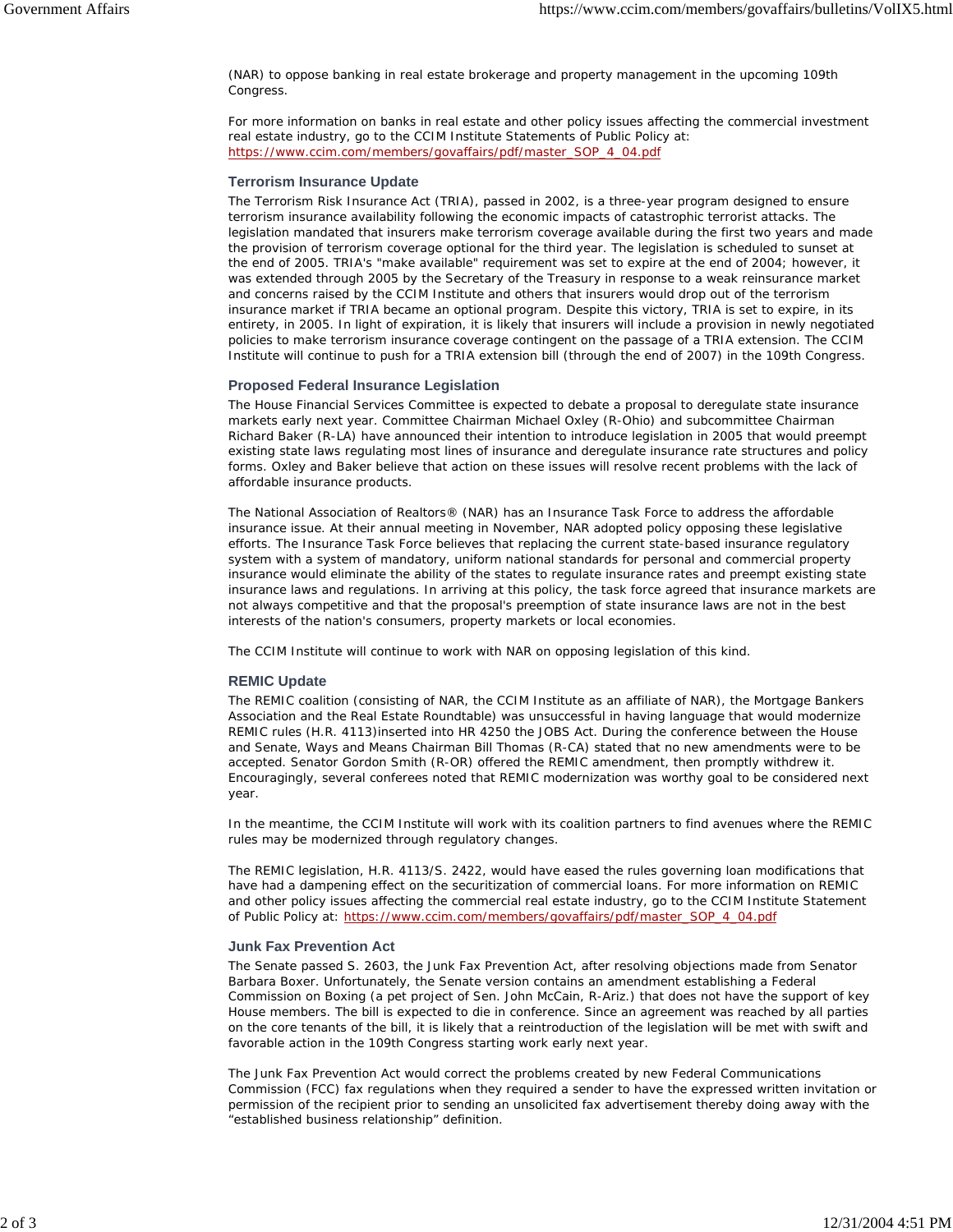(NAR) to oppose banking in real estate brokerage and property management in the upcoming 109th Congress.

For more information on banks in real estate and other policy issues affecting the commercial investment real estate industry, go to the CCIM Institute Statements of Public Policy at: https://www.ccim.com/members/govaffairs/pdf/master_SOP_4_04.pdf

### Terrorism Insurance Update

The Terrorism Risk Insurance Act (TRIA), passed in 2002, is a three-year program designed to ensure terrorism insurance availability following the economic impacts of catastrophic terrorist attacks. The legislation mandated that insurers make terrorism coverage available during the first two years and made the provision of terrorism coverage optional for the third year. The legislation is scheduled to sunset at the end of 2005. TRIA's "make available" requirement was set to expire at the end of 2004; however, it was extended through 2005 by the Secretary of the Treasury in response to a weak reinsurance market and concerns raised by the CCIM Institute and others that insurers would drop out of the terrorism insurance market if TRIA became an optional program. Despite this victory, TRIA is set to expire, in its entirety, in 2005. In light of expiration, it is likely that insurers will include a provision in newly negotiated policies to make terrorism insurance coverage contingent on the passage of a TRIA extension. The CCIM Institute will continue to push for a TRIA extension bill (through the end of 2007) in the 109th Congress.

### Proposed Federal Insurance Legislation

The House Financial Services Committee is expected to debate a proposal to deregulate state insurance markets early next year. Committee Chairman Michael Oxley (R-Ohio) and subcommittee Chairman Richard Baker (R-LA) have announced their intention to introduce legislation in 2005 that would preempt existing state laws regulating most lines of insurance and deregulate insurance rate structures and policy forms. Oxley and Baker believe that action on these issues will resolve recent problems with the lack of affordable insurance products.

The National Association of Realtors® (NAR) has an Insurance Task Force to address the affordable insurance issue. At their annual meeting in November, NAR adopted policy opposing these legislative efforts. The Insurance Task Force believes that replacing the current state-based insurance regulatory system with a system of mandatory, uniform national standards for personal and commercial property insurance would eliminate the ability of the states to regulate insurance rates and preempt existing state insurance laws and regulations. In arriving at this policy, the task force agreed that insurance markets are not always competitive and that the proposal's preemption of state insurance laws are not in the best interests of the nation's consumers, property markets or local economies.

The CCIM Institute will continue to work with NAR on opposing legislation of this kind.

### REMIC Update

The REMIC coalition (consisting of NAR, the CCIM Institute as an affiliate of NAR), the Mortgage Bankers Association and the Real Estate Roundtable) was unsuccessful in having language that would modernize REMIC rules (H.R. 4113)inserted into HR 4250 the JOBS Act. During the conference between the House and Senate, Ways and Means Chairman Bill Thomas (R-CA) stated that no new amendments were to be accepted. Senator Gordon Smith (R-OR) offered the REMIC amendment, then promptly withdrew it. Encouragingly, several conferees noted that REMIC modernization was worthy goal to be considered next year.

In the meantime, the CCIM Institute will work with its coalition partners to find avenues where the REMIC rules may be modernized through regulatory changes.

The REMIC legislation, H.R. 4113/S. 2422, would have eased the rules governing loan modifications that have had a dampening effect on the securitization of commercial loans. For more information on REMIC and other policy issues affecting the commercial real estate industry, go to the CCIM Institute Statement of Public Policy at: https://www.ccim.com/members/govaffairs/pdf/master_SOP_4_04.pdf

### Junk Fax Prevention Act

The Senate passed S. 2603, the Junk Fax Prevention Act, after resolving objections made from Senator Barbara Boxer. Unfortunately, the Senate version contains an amendment establishing a Federal Commission on Boxing (a pet project of Sen. John McCain, R-Ariz.) that does not have the support of key House members. The bill is expected to die in conference. Since an agreement was reached by all parties on the core tenants of the bill, it is likely that a reintroduction of the legislation will be met with swift and favorable action in the 109th Congress starting work early next year.

The Junk Fax Prevention Act would correct the problems created by new Federal Communications Commission (FCC) fax regulations when they required a sender to have the expressed written invitation or permission of the recipient prior to sending an unsolicited fax advertisement thereby doing away with the "established business relationship" definition.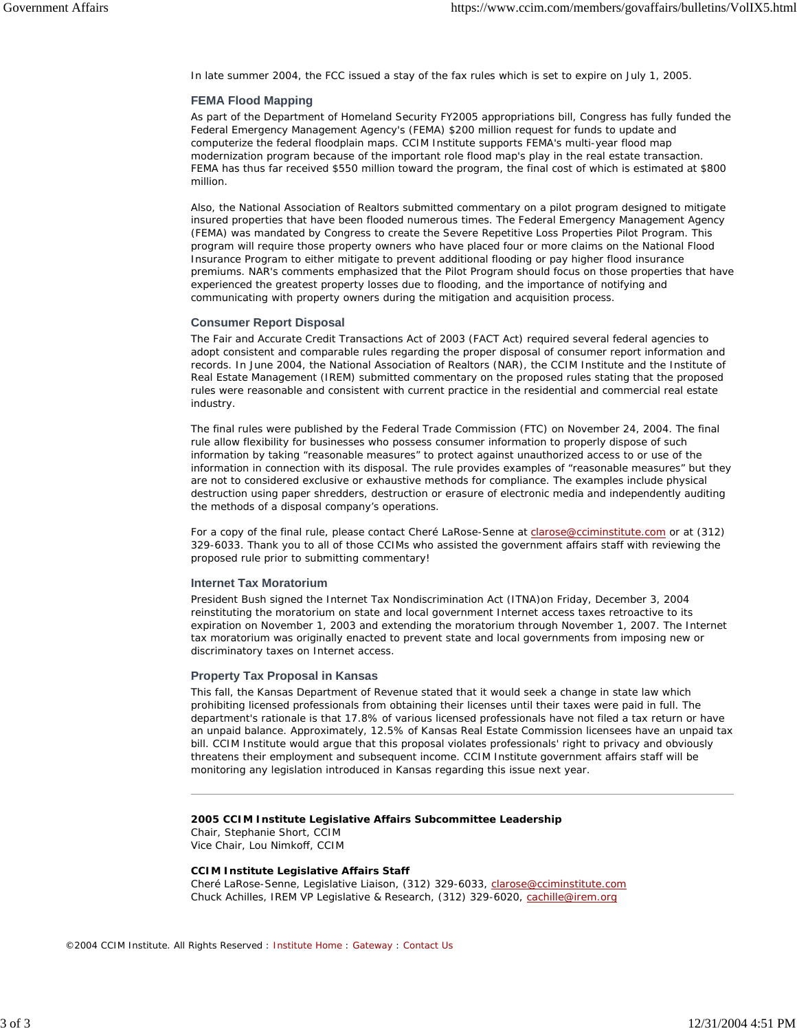In late summer 2004, the FCC issued a stay of the fax rules which is set to expire on July 1, 2005.

### FEMA Flood Mapping

As part of the Department of Homeland Security FY2005 appropriations bill, Congress has fully funded the Federal Emergency Management Agency's (FEMA) $200 million request for funds to update and computerize the federal floodplain maps. CCIM Institute supports FEMA's multi-year flood map modernization program because of the important role flood map's play in the real estate transaction. FEMA has thus far received $550 million toward the program, the final cost of which is estimated at $800 million.

Also, the National Association of Realtors submitted commentary on a pilot program designed to mitigate insured properties that have been flooded numerous times. The Federal Emergency Management Agency (FEMA) was mandated by Congress to create the Severe Repetitive Loss Properties Pilot Program. This program will require those property owners who have placed four or more claims on the National Flood Insurance Program to either mitigate to prevent additional flooding or pay higher flood insurance premiums. NAR's comments emphasized that the Pilot Program should focus on those properties that have experienced the greatest property losses due to flooding, and the importance of notifying and communicating with property owners during the mitigation and acquisition process.

### Consumer Report Disposal

The Fair and Accurate Credit Transactions Act of 2003 (FACT Act) required several federal agencies to adopt consistent and comparable rules regarding the proper disposal of consumer report information and records. In June 2004, the National Association of Realtors (NAR), the CCIM Institute and the Institute of Real Estate Management (IREM) submitted commentary on the proposed rules stating that the proposed rules were reasonable and consistent with current practice in the residential and commercial real estate industry.

The final rules were published by the Federal Trade Commission (FTC) on November 24, 2004. The final rule allow flexibility for businesses who possess consumer information to properly dispose of such information by taking “reasonable measures” to protect against unauthorized access to or use of the information in connection with its disposal. The rule provides examples of “reasonable measures” but they are not to considered exclusive or exhaustive methods for compliance. The examples include physical destruction using paper shredders, destruction or erasure of electronic media and independently auditing the methods of a disposal company’s operations.

For a copy of the final rule, please contact Cheré LaRose-Senne at clarose@cciminstitute.com or at (312) 329-6033. Thank you to all of those CCIMs who assisted the government affairs staff with reviewing the proposed rule prior to submitting commentary!

### Internet Tax Moratorium

President Bush signed the Internet Tax Nondiscrimination Act (ITNA)on Friday, December 3, 2004 reinstituting the moratorium on state and local government Internet access taxes retroactive to its expiration on November 1, 2003 and extending the moratorium through November 1, 2007. The Internet tax moratorium was originally enacted to prevent state and local governments from imposing new or discriminatory taxes on Internet access.

### Property Tax Proposal in Kansas

This fall, the Kansas Department of Revenue stated that it would seek a change in state law which prohibiting licensed professionals from obtaining their licenses until their taxes were paid in full. The department's rationale is that 17.8% of various licensed professionals have not filed a tax return or have an unpaid balance. Approximately, 12.5% of Kansas Real Estate Commission licensees have an unpaid tax bill. CCIM Institute would argue that this proposal violates professionals' right to privacy and obviously threatens their employment and subsequent income. CCIM Institute government affairs staff will be monitoring any legislation introduced in Kansas regarding this issue next year.

---

**2005 CCIM Institute Legislative Affairs Subcommittee Leadership**
Chair, Stephanie Short, CCIM
Vice Chair, Lou Nimkoff, CCIM

**CCIM Institute Legislative Affairs Staff**
Cheré LaRose-Senne, Legislative Liaison, (312) 329-6033, clarose@cciminstitute.com
Chuck Achilles, IREM VP Legislative & Research, (312) 329-6020, cachille@irem.org

©2004 CCIM Institute. All Rights Reserved : Institute Home : Gateway : Contact Us